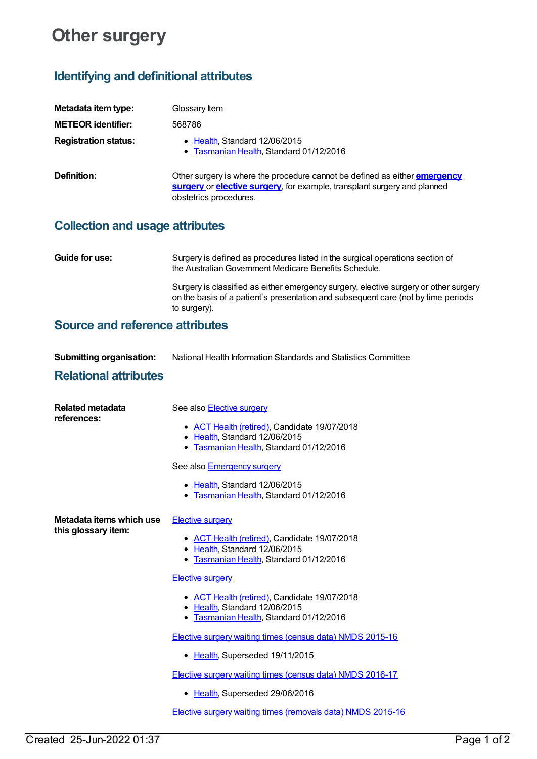# Other surgery

## Identifying and definitional attributes

**Metadata item type:** Glossary Item

**METEOR identifier:** 568786

**Registration status:**

- Health, Standard 12/06/2015
- Tasmanian Health, Standard 01/12/2016

**Definition:** Other surgery is where the procedure cannot be defined as either **emergency surgery** or **elective surgery**, for example, transplant surgery and planned obstetrics procedures.

## Collection and usage attributes

**Guide for use:** Surgery is defined as procedures listed in the surgical operations section of the Australian Government Medicare Benefits Schedule.

Surgery is classified as either emergency surgery, elective surgery or other surgery on the basis of a patient's presentation and subsequent care (not by time periods to surgery).

## Source and reference attributes

**Submitting organisation:** National Health Information Standards and Statistics Committee

## Relational attributes

**Related metadata references:**

See also Elective surgery

- ACT Health (retired), Candidate 19/07/2018
- Health, Standard 12/06/2015
- Tasmanian Health, Standard 01/12/2016

See also Emergency surgery

- Health, Standard 12/06/2015
- Tasmanian Health, Standard 01/12/2016

**Metadata items which use this glossary item:**

Elective surgery

- ACT Health (retired), Candidate 19/07/2018
- Health, Standard 12/06/2015
- Tasmanian Health, Standard 01/12/2016

Elective surgery

- ACT Health (retired), Candidate 19/07/2018
- Health, Standard 12/06/2015
- Tasmanian Health, Standard 01/12/2016

Elective surgery waiting times (census data) NMDS 2015-16

- Health, Superseded 19/11/2015

Elective surgery waiting times (census data) NMDS 2016-17

- Health, Superseded 29/06/2016

Elective surgery waiting times (removals data) NMDS 2015-16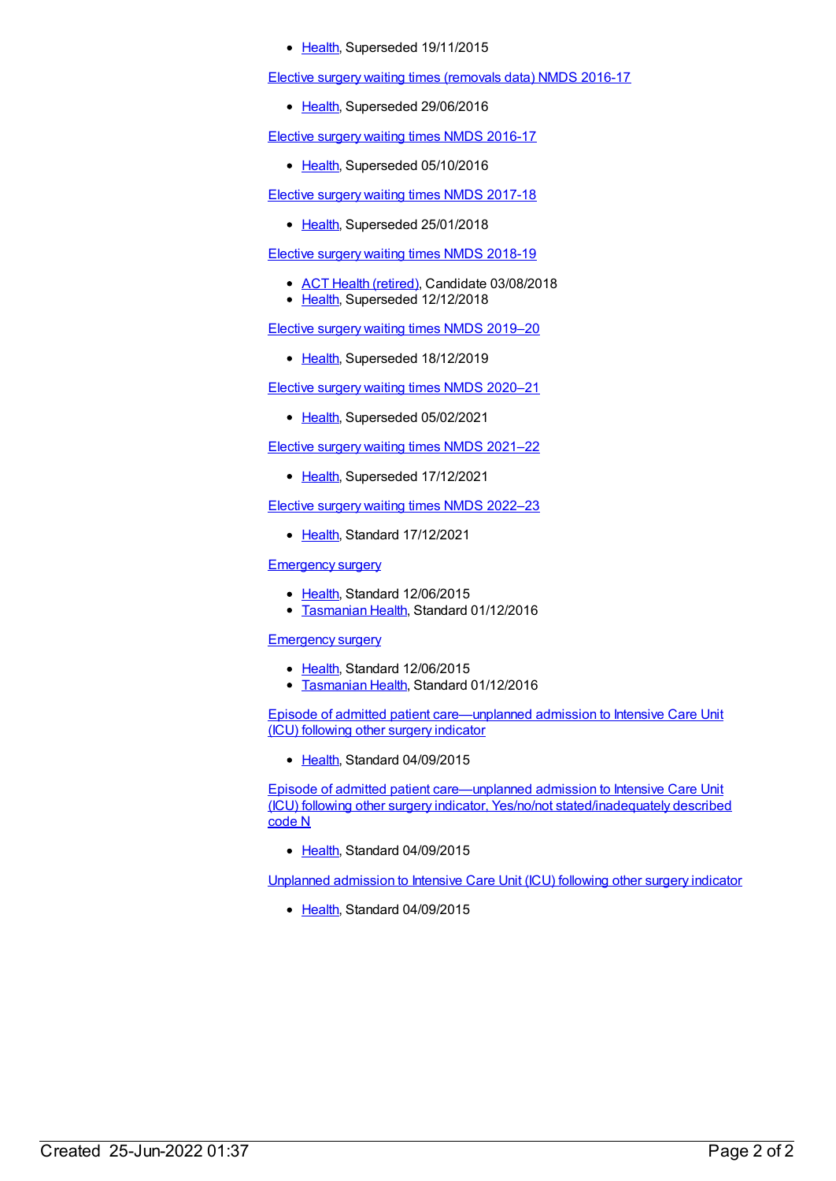- Health, Superseded 19/11/2015

Elective surgery waiting times (removals data) NMDS 2016-17

- Health, Superseded 29/06/2016

Elective surgery waiting times NMDS 2016-17

- Health, Superseded 05/10/2016

Elective surgery waiting times NMDS 2017-18

- Health, Superseded 25/01/2018

Elective surgery waiting times NMDS 2018-19

- ACT Health (retired), Candidate 03/08/2018
- Health, Superseded 12/12/2018

Elective surgery waiting times NMDS 2019–20

- Health, Superseded 18/12/2019

Elective surgery waiting times NMDS 2020–21

- Health, Superseded 05/02/2021

Elective surgery waiting times NMDS 2021–22

- Health, Superseded 17/12/2021

Elective surgery waiting times NMDS 2022–23

- Health, Standard 17/12/2021

Emergency surgery

- Health, Standard 12/06/2015
- Tasmanian Health, Standard 01/12/2016

Emergency surgery

- Health, Standard 12/06/2015
- Tasmanian Health, Standard 01/12/2016

Episode of admitted patient care—unplanned admission to Intensive Care Unit (ICU) following other surgery indicator

- Health, Standard 04/09/2015

Episode of admitted patient care—unplanned admission to Intensive Care Unit (ICU) following other surgery indicator, Yes/no/not stated/inadequately described code N

- Health, Standard 04/09/2015

Unplanned admission to Intensive Care Unit (ICU) following other surgery indicator

- Health, Standard 04/09/2015